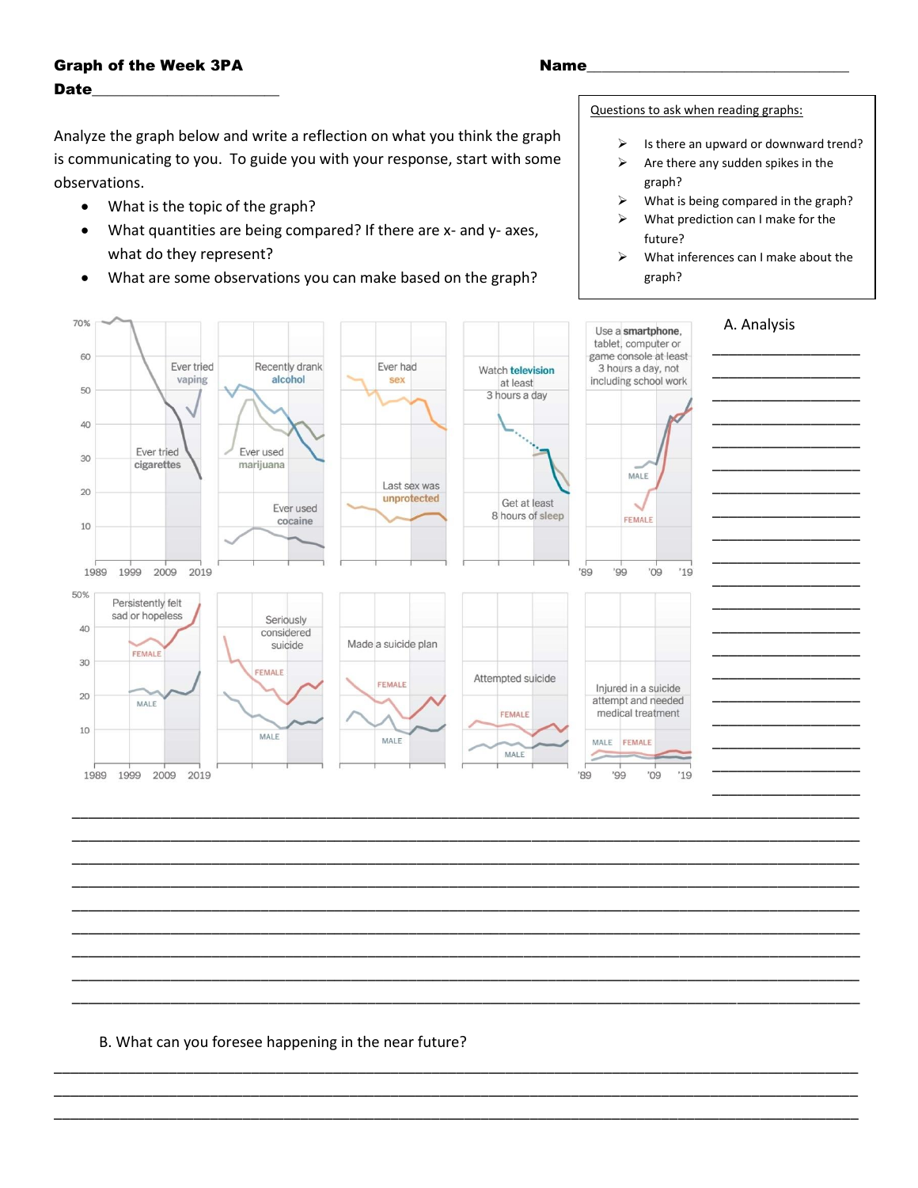**Graph of the Week 3PA** **Name**________________________________

**Date**________________________

Analyze the graph below and write a reflection on what you think the graph is communicating to you. To guide you with your response, start with some observations.

- What is the topic of the graph?
- What quantities are being compared? If there are x- and y- axes, what do they represent?
- What are some observations you can make based on the graph?

Questions to ask when reading graphs:

- Is there an upward or downward trend?
- Are there any sudden spikes in the graph?
- What is being compared in the graph?
- What prediction can I make for the future?
- What inferences can I make about the graph?

70% | 60 | 50 | 40 | 30 | 20 | 10

Ever tried vaping

Ever tried cigarettes

Recently drank alcohol

Ever used marijuana

Ever used cocaine

Ever had sex

Last sex was unprotected

Watch television at least 3 hours a day

Get at least 8 hours of sleep

Use a smartphone, tablet, computer or game console at least 3 hours a day, not including school work

MALE

FEMALE

1989 1999 2009 2019 '89 '99 '09 '19

50% | 40 | 30 | 20 | 10

Persistently felt sad or hopeless

FEMALE

MALE

Seriously considered suicide

FEMALE

MALE

Made a suicide plan

FEMALE

MALE

Attempted suicide

FEMALE

MALE

Injured in a suicide attempt and needed medical treatment

MALE FEMALE

1989 1999 2009 2019 '89 '99 '09 '19

A. Analysis

______________________________________________________________________________

______________________________________________________________________________

______________________________________________________________________________

______________________________________________________________________________

______________________________________________________________________________

______________________________________________________________________________

______________________________________________________________________________

______________________________________________________________________________

______________________________________________________________________________

B. What can you foresee happening in the near future?

______________________________________________________________________________

______________________________________________________________________________

______________________________________________________________________________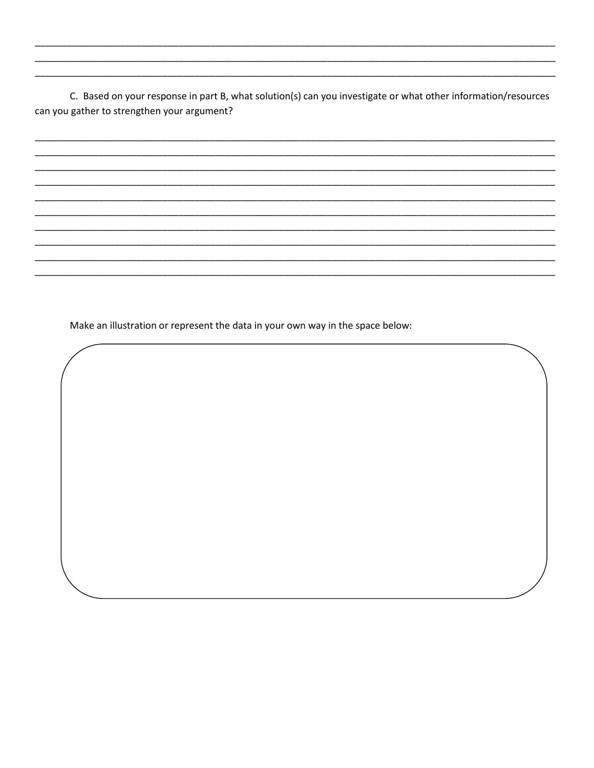C. Based on your response in part B, what solution(s) can you investigate or what other information/resources can you gather to strengthen your argument?

Make an illustration or represent the data in your own way in the space below: